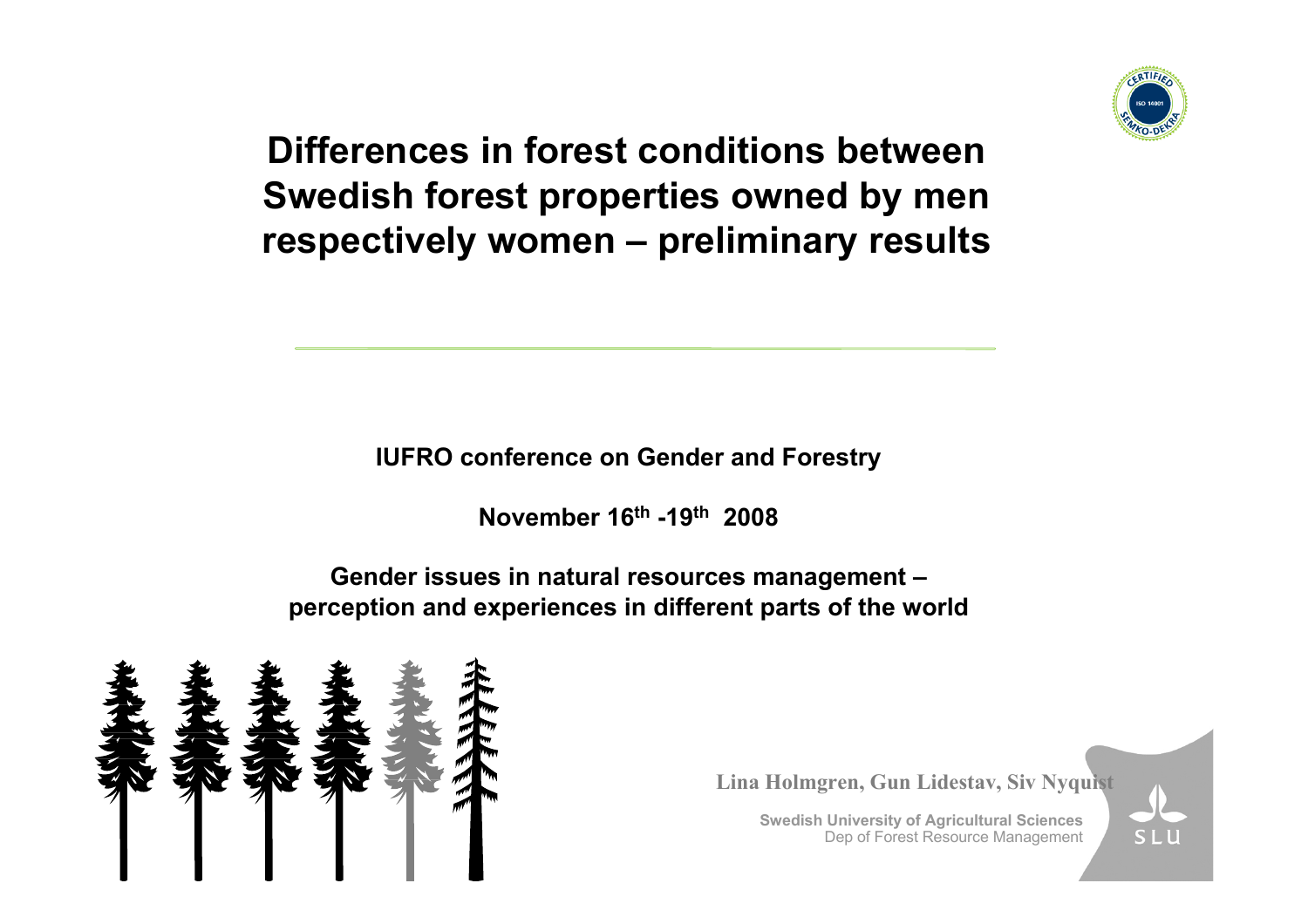# Differences in forest conditions between Swedish forest properties owned by men respectively women – preliminary results

**IUFRO conference on Gender and Forestry**

**November 16th -19th 2008**

**Gender issues in natural resources management – perception and experiences in different parts of the world**

**Lina Holmgren, Gun Lidestav, Siv Nyquist**

**Swedish University of Agricultural Sciences**
Dep of Forest Resource Management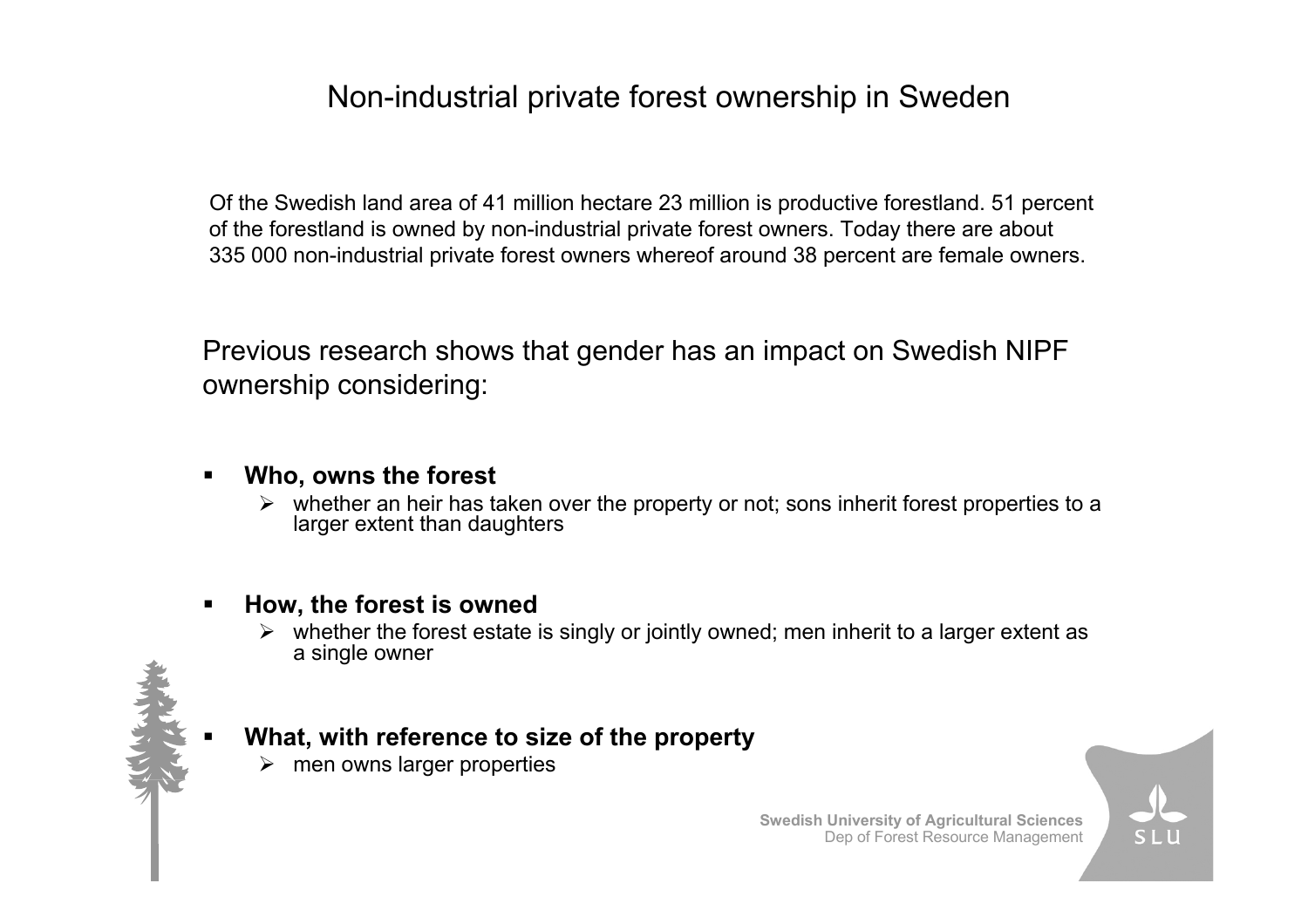# Non-industrial private forest ownership in Sweden

Of the Swedish land area of 41 million hectare 23 million is productive forestland. 51 percent of the forestland is owned by non-industrial private forest owners. Today there are about 335 000 non-industrial private forest owners whereof around 38 percent are female owners.

Previous research shows that gender has an impact on Swedish NIPF ownership considering:

- **Who, owns the forest**
  - whether an heir has taken over the property or not; sons inherit forest properties to a larger extent than daughters

- **How, the forest is owned**
  - whether the forest estate is singly or jointly owned; men inherit to a larger extent as a single owner

- **What, with reference to size of the property**
  - men owns larger properties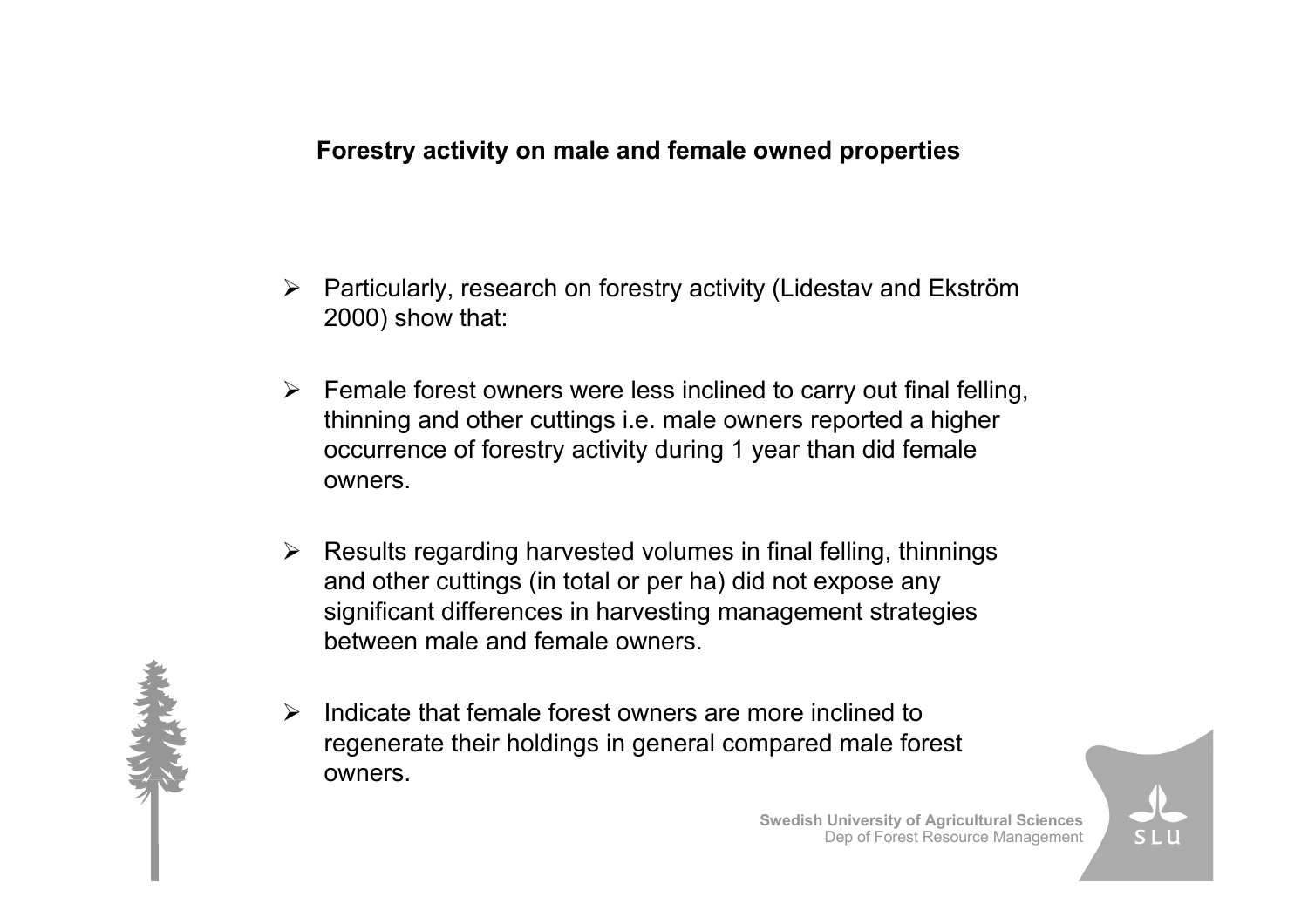## Forestry activity on male and female owned properties

- Particularly, research on forestry activity (Lidestav and Ekström 2000) show that:
- Female forest owners were less inclined to carry out final felling, thinning and other cuttings i.e. male owners reported a higher occurrence of forestry activity during 1 year than did female owners.
- Results regarding harvested volumes in final felling, thinnings and other cuttings (in total or per ha) did not expose any significant differences in harvesting management strategies between male and female owners.
- Indicate that female forest owners are more inclined to regenerate their holdings in general compared male forest owners.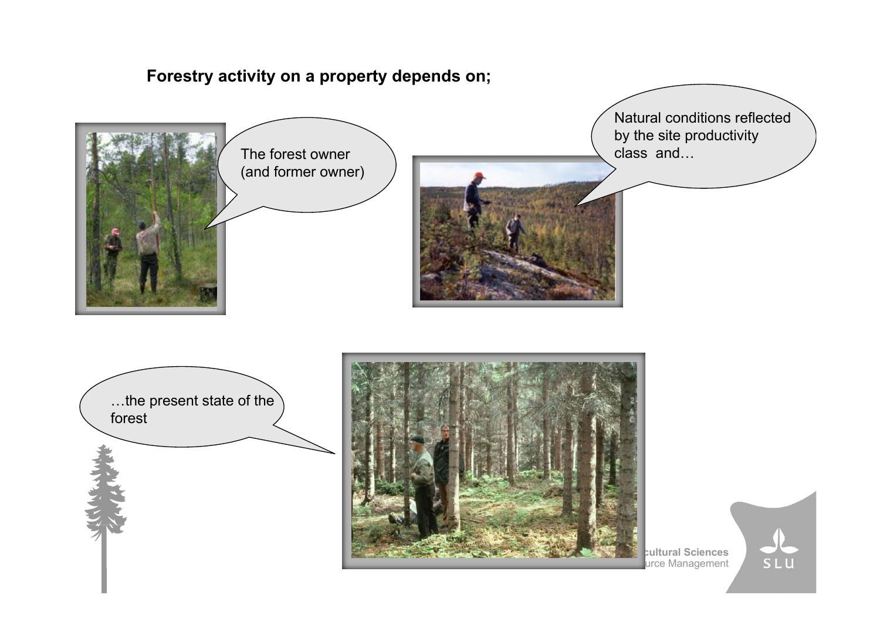**Forestry activity on a property depends on;**

The forest owner (and former owner)

Natural conditions reflected by the site productivity class and…

…the present state of the forest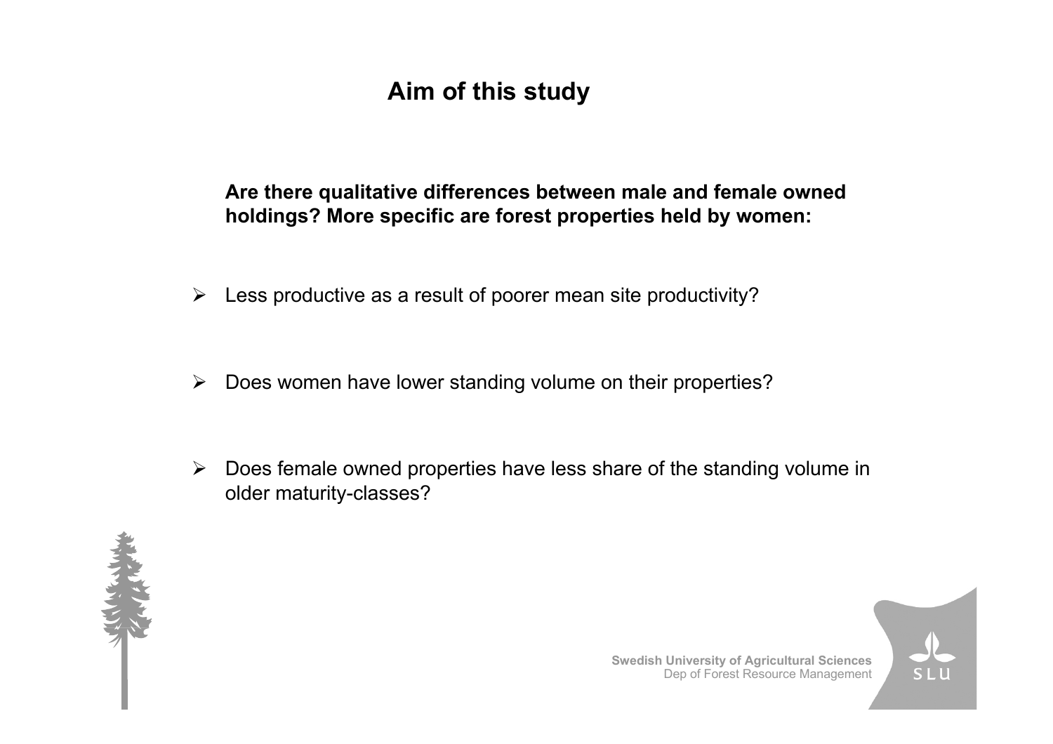# Aim of this study

**Are there qualitative differences between male and female owned holdings? More specific are forest properties held by women:**

- Less productive as a result of poorer mean site productivity?
- Does women have lower standing volume on their properties?
- Does female owned properties have less share of the standing volume in older maturity-classes?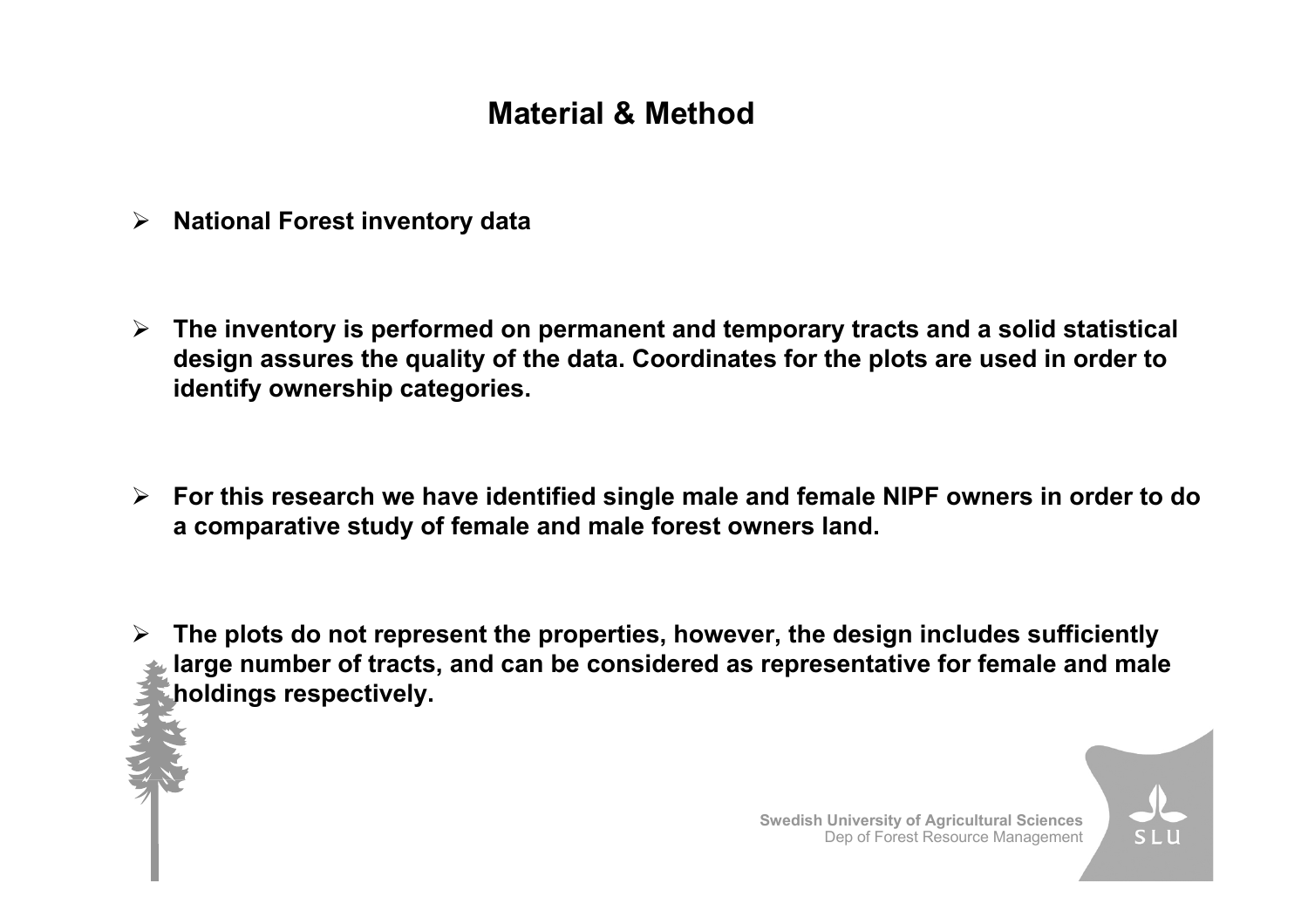# Material & Method

- **National Forest inventory data**

- **The inventory is performed on permanent and temporary tracts and a solid statistical design assures the quality of the data. Coordinates for the plots are used in order to identify ownership categories.**

- **For this research we have identified single male and female NIPF owners in order to do a comparative study of female and male forest owners land.**

- **The plots do not represent the properties, however, the design includes sufficiently large number of tracts, and can be considered as representative for female and male holdings respectively.**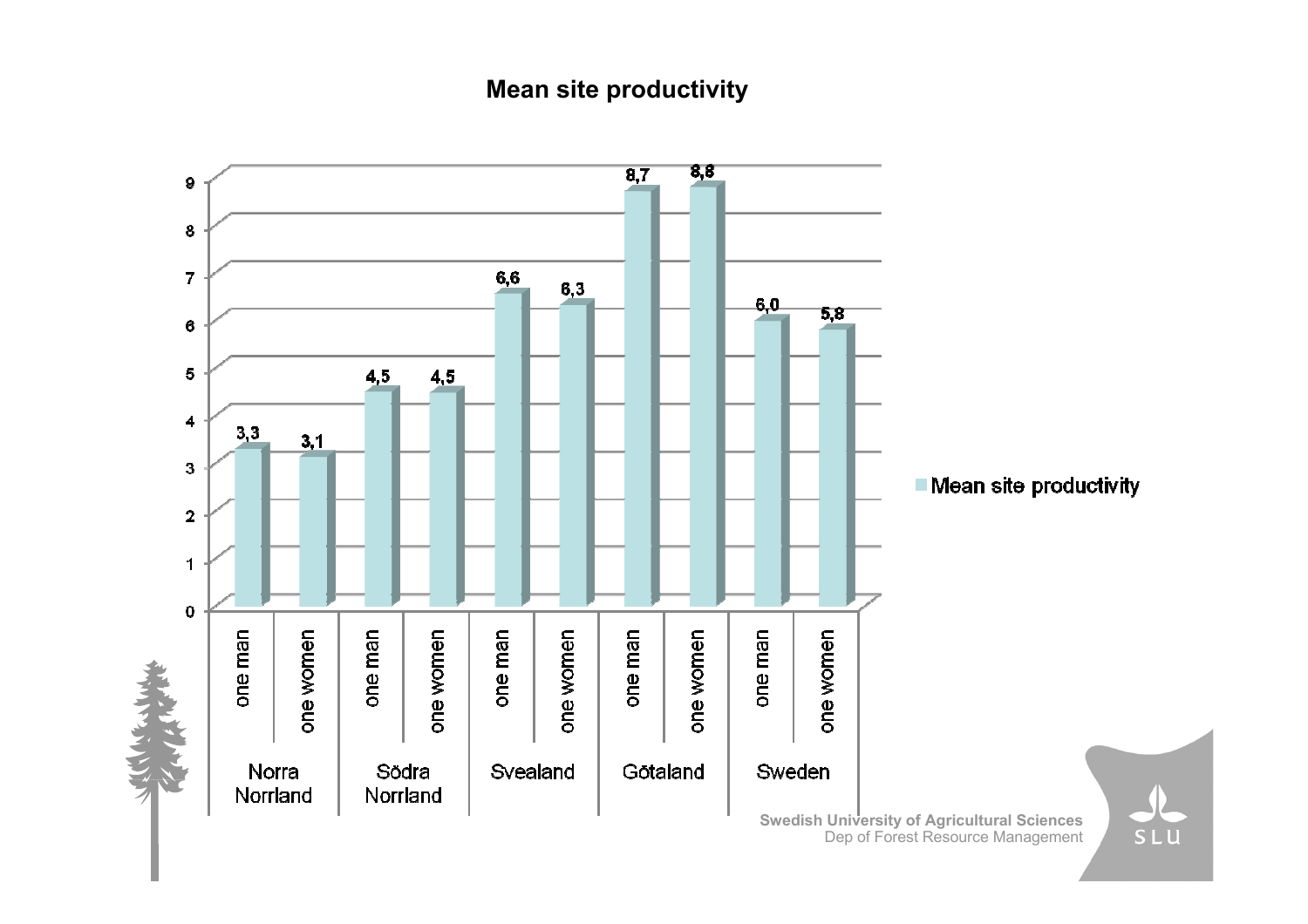# Mean site productivity

| Region | one man | one women |
| --- | --- | --- |
| Norra Norrland | 3,3 | 3,1 |
| Södra Norrland | 4,5 | 4,5 |
| Svealand | 6,6 | 6,3 |
| Götaland | 8,7 | 8,8 |
| Sweden | 6,0 | 5,8 |

Mean site productivity

Swedish University of Agricultural Sciences
Dep of Forest Resource Management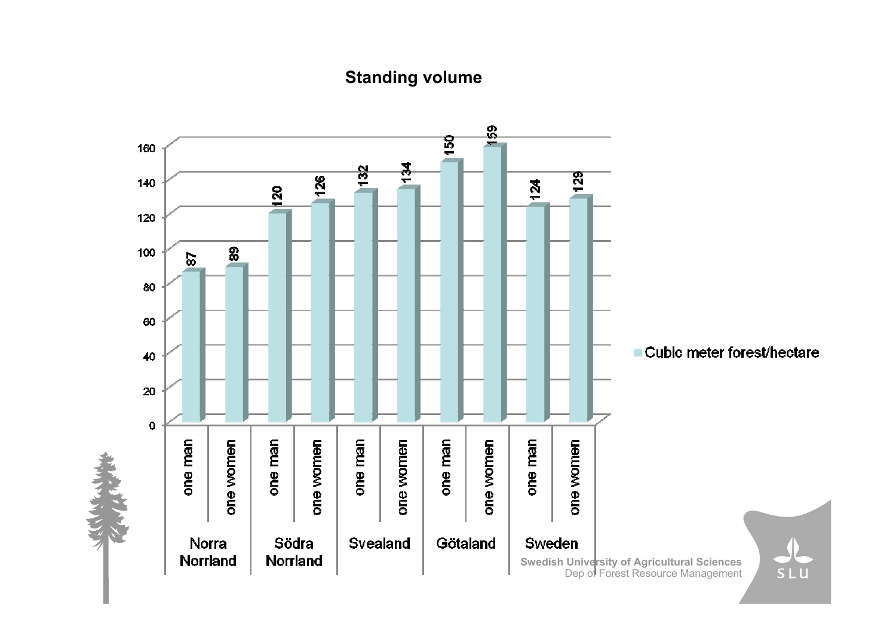## Standing volume

| Region | Owner | Cubic meter forest/hectare |
|---|---|---|
| Norra Norrland | one man | 87 |
| | one women | 89 |
| Södra Norrland | one man | 120 |
| | one women | 126 |
| Svealand | one man | 132 |
| | one women | 134 |
| Götaland | one man | 150 |
| | one women | 159 |
| Sweden | one man | 124 |
| | one women | 129 |

Swedish University of Agricultural Sciences
Dep of Forest Resource Management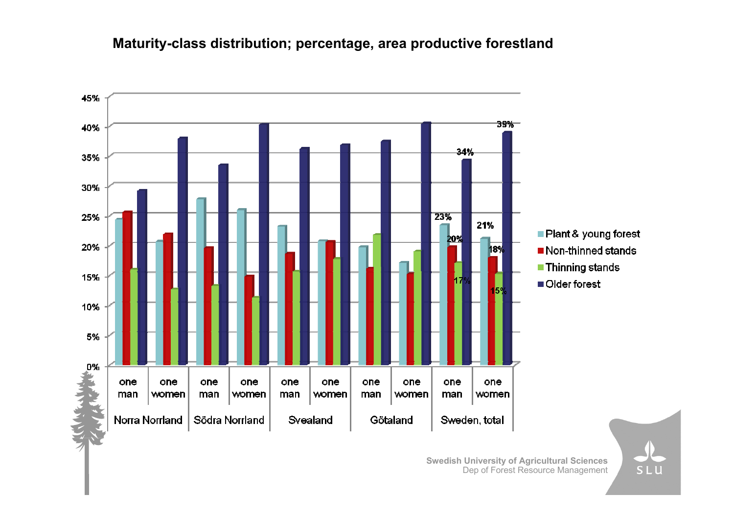# Maturity-class distribution; percentage, area productive forestland

| | | Plant & young forest | Non-thinned stands | Thinning stands | Older forest |
|---|---|---|---|---|---|
| Sweden, total | one man | 23% | 20% | 17% | 34% |
| | one women | 21% | 18% | 15% | 39% |

Norra Norrland (one man, one women) · Södra Norrland (one man, one women) · Svealand (one man, one women) · Götaland (one man, one women) · Sweden, total (one man, one women)

Legend: Plant & young forest · Non-thinned stands · Thinning stands · Older forest

Swedish University of Agricultural Sciences
Dep of Forest Resource Management

SLU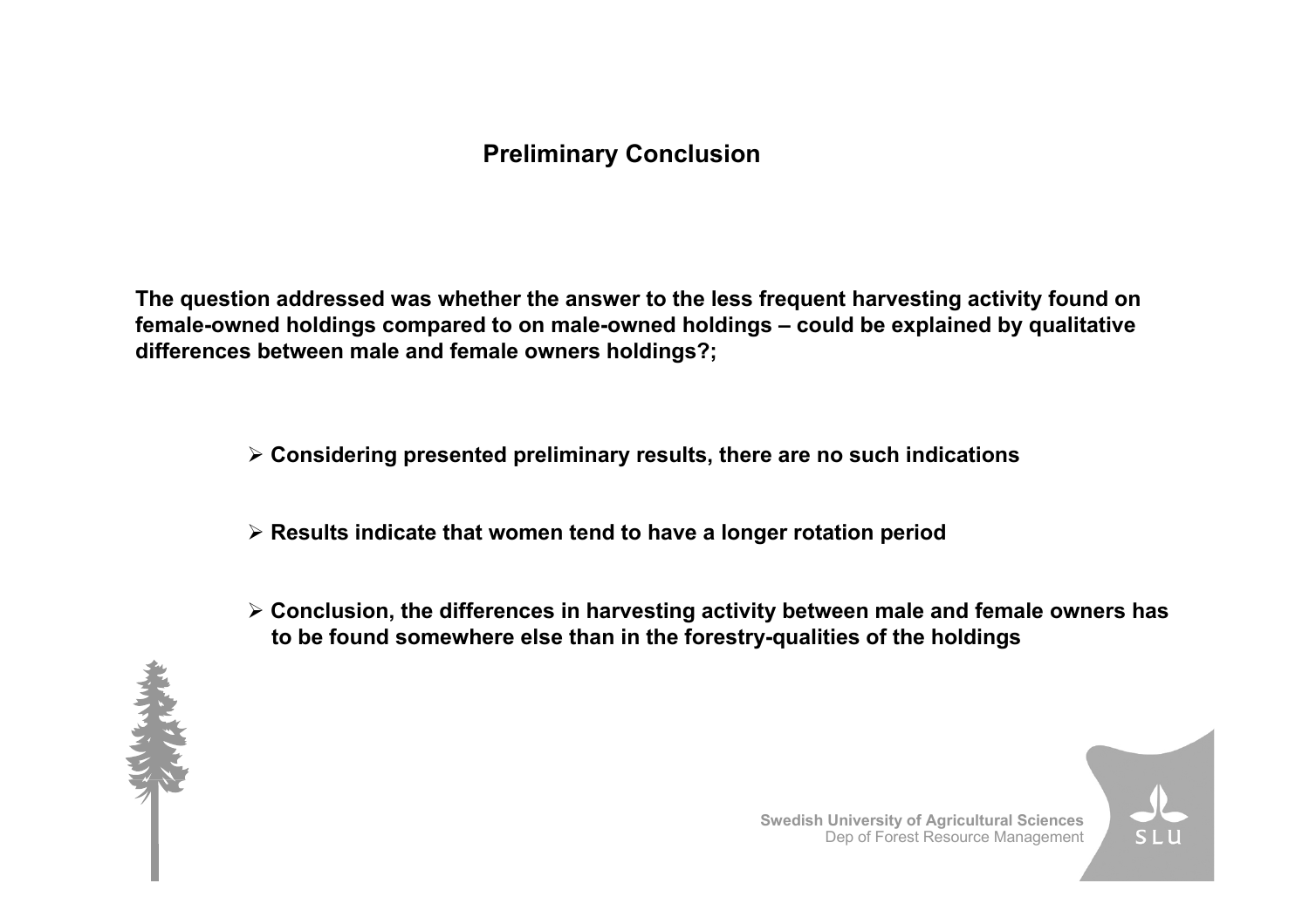## Preliminary Conclusion

**The question addressed was whether the answer to the less frequent harvesting activity found on female-owned holdings compared to on male-owned holdings – could be explained by qualitative differences between male and female owners holdings?;**

- **Considering presented preliminary results, there are no such indications**
- **Results indicate that women tend to have a longer rotation period**
- **Conclusion, the differences in harvesting activity between male and female owners has to be found somewhere else than in the forestry-qualities of the holdings**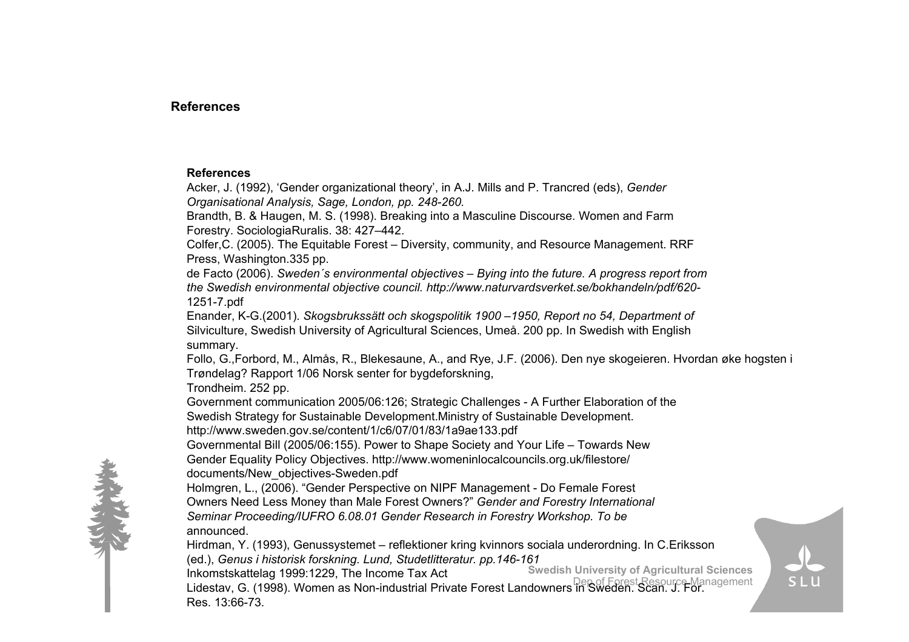## References

**References**

Acker, J. (1992), 'Gender organizational theory', in A.J. Mills and P. Trancred (eds), *Gender Organisational Analysis, Sage, London, pp. 248-260.*

Brandth, B. & Haugen, M. S. (1998). Breaking into a Masculine Discourse. Women and Farm Forestry. SociologiaRuralis. 38: 427–442.

Colfer,C. (2005). The Equitable Forest – Diversity, community, and Resource Management. RRF Press, Washington.335 pp.

de Facto (2006). *Sweden´s environmental objectives – Bying into the future. A progress report from the Swedish environmental objective council. http://www.naturvardsverket.se/bokhandeln/pdf/620-*1251-7.pdf

Enander, K-G.(2001). *Skogsbrukssätt och skogspolitik 1900 –1950, Report no 54, Department of* Silviculture, Swedish University of Agricultural Sciences, Umeå. 200 pp. In Swedish with English summary.

Follo, G.,Forbord, M., Almås, R., Blekesaune, A., and Rye, J.F. (2006). Den nye skogeieren. Hvordan øke hogsten i Trøndelag? Rapport 1/06 Norsk senter for bygdeforskning, Trondheim. 252 pp.

Government communication 2005/06:126; Strategic Challenges - A Further Elaboration of the Swedish Strategy for Sustainable Development.Ministry of Sustainable Development. http://www.sweden.gov.se/content/1/c6/07/01/83/1a9ae133.pdf

Governmental Bill (2005/06:155). Power to Shape Society and Your Life – Towards New Gender Equality Policy Objectives. http://www.womeninlocalcouncils.org.uk/filestore/documents/New_objectives-Sweden.pdf

Holmgren, L., (2006). "Gender Perspective on NIPF Management - Do Female Forest Owners Need Less Money than Male Forest Owners?" *Gender and Forestry International Seminar Proceeding/IUFRO 6.08.01 Gender Research in Forestry Workshop. To be* announced.

Hirdman, Y. (1993), Genussystemet – reflektioner kring kvinnors sociala underordning. In C.Eriksson (ed.), *Genus i historisk forskning. Lund, Studetlitteratur. pp.146-161*

Inkomstskattelag 1999:1229, The Income Tax Act

Lidestav, G. (1998). Women as Non-industrial Private Forest Landowners in Sweden. Scan. J. For. Res. 13:66-73.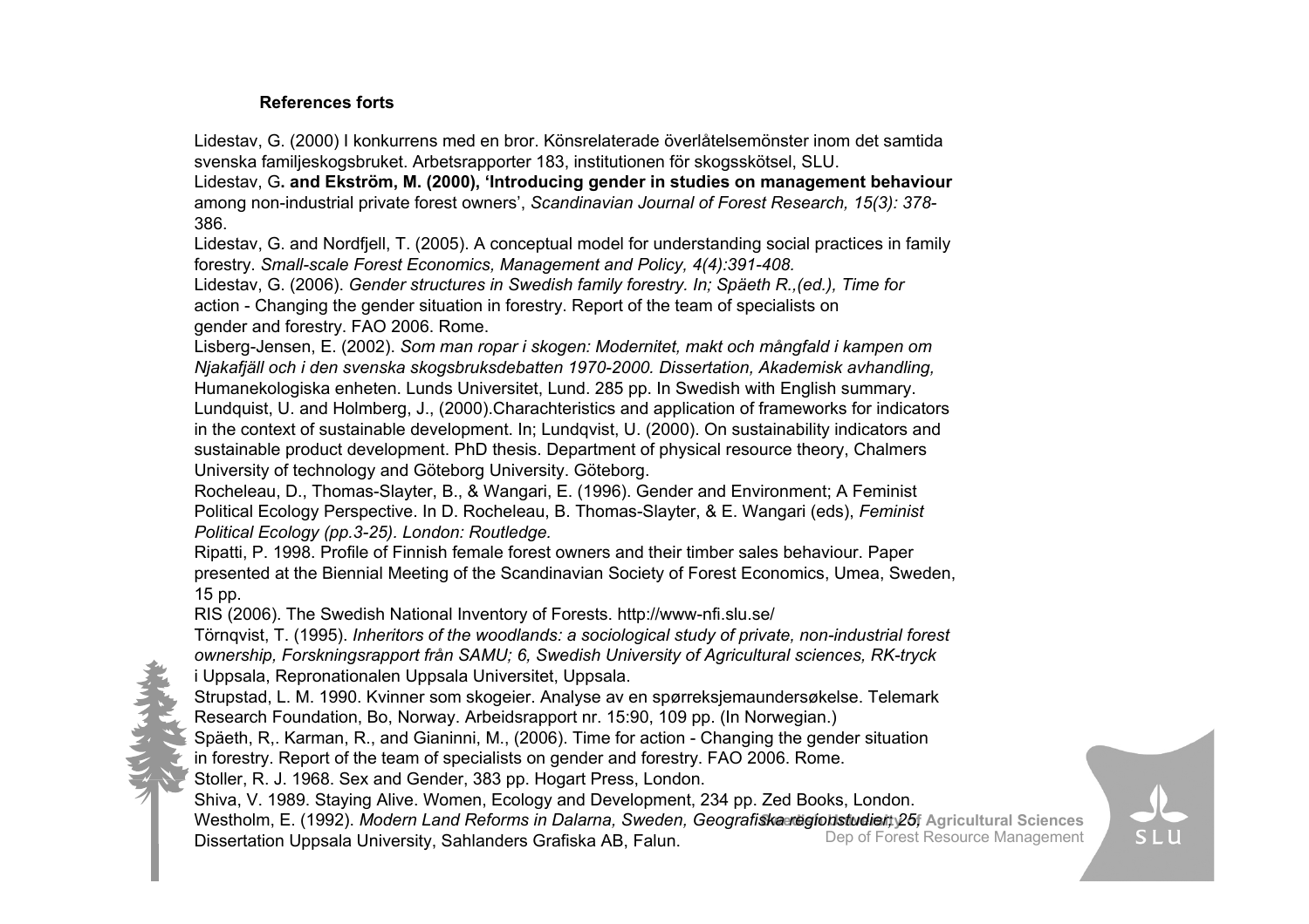**References forts**

Lidestav, G. (2000) I konkurrens med en bror. Könsrelaterade överlåtelsemönster inom det samtida svenska familjeskogsbruket. Arbetsrapporter 183, institutionen för skogsskötsel, SLU.

Lidestav, G**. and Ekström, M. (2000), 'Introducing gender in studies on management behaviour** among non-industrial private forest owners', *Scandinavian Journal of Forest Research, 15(3): 378*-386.

Lidestav, G. and Nordfjell, T. (2005). A conceptual model for understanding social practices in family forestry. *Small-scale Forest Economics, Management and Policy, 4(4):391-408.*

Lidestav, G. (2006). *Gender structures in Swedish family forestry. In; Späeth R.,(ed.), Time for* action - Changing the gender situation in forestry. Report of the team of specialists on gender and forestry. FAO 2006. Rome.

Lisberg-Jensen, E. (2002). *Som man ropar i skogen: Modernitet, makt och mångfald i kampen om Njakafjäll och i den svenska skogsbruksdebatten 1970-2000. Dissertation, Akademisk avhandling,* Humanekologiska enheten. Lunds Universitet, Lund. 285 pp. In Swedish with English summary.

Lundquist, U. and Holmberg, J., (2000).Charachteristics and application of frameworks for indicators in the context of sustainable development. In; Lundqvist, U. (2000). On sustainability indicators and sustainable product development. PhD thesis. Department of physical resource theory, Chalmers University of technology and Göteborg University. Göteborg.

Rocheleau, D., Thomas-Slayter, B., & Wangari, E. (1996). Gender and Environment; A Feminist Political Ecology Perspective. In D. Rocheleau, B. Thomas-Slayter, & E. Wangari (eds), *Feminist Political Ecology (pp.3-25). London: Routledge.*

Ripatti, P. 1998. Profile of Finnish female forest owners and their timber sales behaviour. Paper presented at the Biennial Meeting of the Scandinavian Society of Forest Economics, Umea, Sweden, 15 pp.

RIS (2006). The Swedish National Inventory of Forests. http://www-nfi.slu.se/

Törnqvist, T. (1995). *Inheritors of the woodlands: a sociological study of private, non-industrial forest ownership, Forskningsrapport från SAMU; 6, Swedish University of Agricultural sciences, RK-tryck* i Uppsala, Repronationalen Uppsala Universitet, Uppsala.

Strupstad, L. M. 1990. Kvinner som skogeier. Analyse av en spørreksjemaundersøkelse. Telemark Research Foundation, Bo, Norway. Arbeidsrapport nr. 15:90, 109 pp. (In Norwegian.)

Späeth, R,. Karman, R., and Gianinni, M., (2006). Time for action - Changing the gender situation in forestry. Report of the team of specialists on gender and forestry. FAO 2006. Rome.

Stoller, R. J. 1968. Sex and Gender, 383 pp. Hogart Press, London.

Shiva, V. 1989. Staying Alive. Women, Ecology and Development, 234 pp. Zed Books, London.

Westholm, E. (1992). *Modern Land Reforms in Dalarna, Sweden, Geografiska regionstudier, 25,* Dissertation Uppsala University, Sahlanders Grafiska AB, Falun.